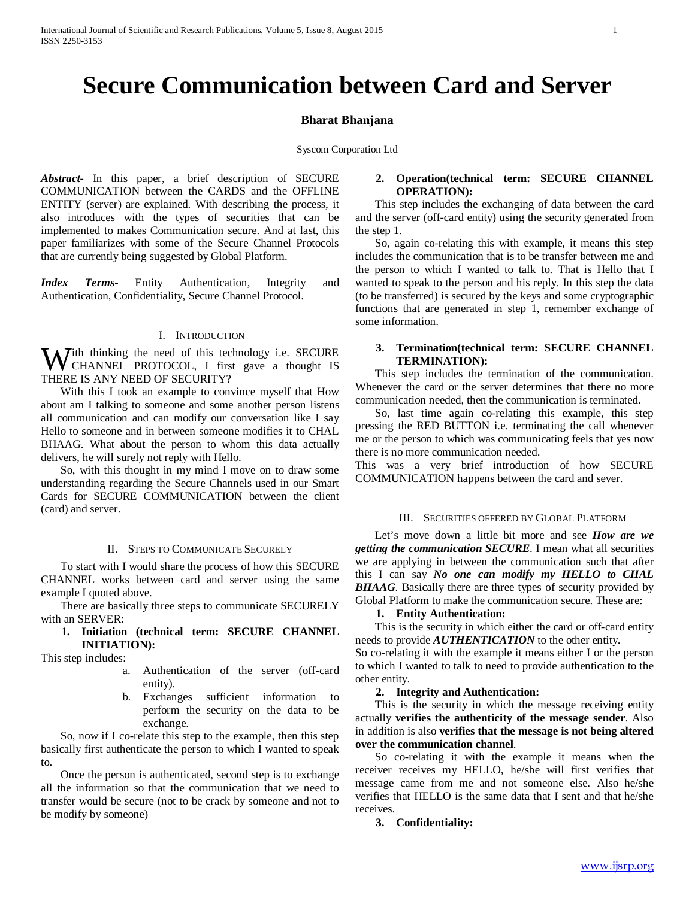# Secure Communication between Card and Server

**Bharat Bhanjana**

Syscom Corporation Ltd

***Abstract***- In this paper, a brief description of SECURE COMMUNICATION between the CARDS and the OFFLINE ENTITY (server) are explained. With describing the process, it also introduces with the types of securities that can be implemented to makes Communication secure. And at last, this paper familiarizes with some of the Secure Channel Protocols that are currently being suggested by Global Platform.

***Index Terms***- Entity Authentication, Integrity and Authentication, Confidentiality, Secure Channel Protocol.

## I. Introduction

With thinking the need of this technology i.e. SECURE CHANNEL PROTOCOL, I first gave a thought IS THERE IS ANY NEED OF SECURITY?

With this I took an example to convince myself that How about am I talking to someone and some another person listens all communication and can modify our conversation like I say Hello to someone and in between someone modifies it to CHAL BHAAG. What about the person to whom this data actually delivers, he will surely not reply with Hello.

So, with this thought in my mind I move on to draw some understanding regarding the Secure Channels used in our Smart Cards for SECURE COMMUNICATION between the client (card) and server.

## II. Steps to Communicate Securely

To start with I would share the process of how this SECURE CHANNEL works between card and server using the same example I quoted above.

There are basically three steps to communicate SECURELY with an SERVER:

1. **Initiation (technical term: SECURE CHANNEL INITIATION):**

This step includes:

a. Authentication of the server (off-card entity).
b. Exchanges sufficient information to perform the security on the data to be exchange.

So, now if I co-relate this step to the example, then this step basically first authenticate the person to which I wanted to speak to.

Once the person is authenticated, second step is to exchange all the information so that the communication that we need to transfer would be secure (not to be crack by someone and not to be modify by someone)

2. **Operation(technical term: SECURE CHANNEL OPERATION):**

This step includes the exchanging of data between the card and the server (off-card entity) using the security generated from the step 1.

So, again co-relating this with example, it means this step includes the communication that is to be transfer between me and the person to which I wanted to talk to. That is Hello that I wanted to speak to the person and his reply. In this step the data (to be transferred) is secured by the keys and some cryptographic functions that are generated in step 1, remember exchange of some information.

3. **Termination(technical term: SECURE CHANNEL TERMINATION):**

This step includes the termination of the communication. Whenever the card or the server determines that there no more communication needed, then the communication is terminated.

So, last time again co-relating this example, this step pressing the RED BUTTON i.e. terminating the call whenever me or the person to which was communicating feels that yes now there is no more communication needed.

This was a very brief introduction of how SECURE COMMUNICATION happens between the card and sever.

## III. Securities offered by Global Platform

Let's move down a little bit more and see ***How are we getting the communication SECURE***. I mean what all securities we are applying in between the communication such that after this I can say ***No one can modify my HELLO to CHAL BHAAG***. Basically there are three types of security provided by Global Platform to make the communication secure. These are:

1. **Entity Authentication:**

This is the security in which either the card or off-card entity needs to provide ***AUTHENTICATION*** to the other entity.

So co-relating it with the example it means either I or the person to which I wanted to talk to need to provide authentication to the other entity.

2. **Integrity and Authentication:**

This is the security in which the message receiving entity actually **verifies the authenticity of the message sender**. Also in addition is also **verifies that the message is not being altered over the communication channel**.

So co-relating it with the example it means when the receiver receives my HELLO, he/she will first verifies that message came from me and not someone else. Also he/she verifies that HELLO is the same data that I sent and that he/she receives.

3. **Confidentiality:**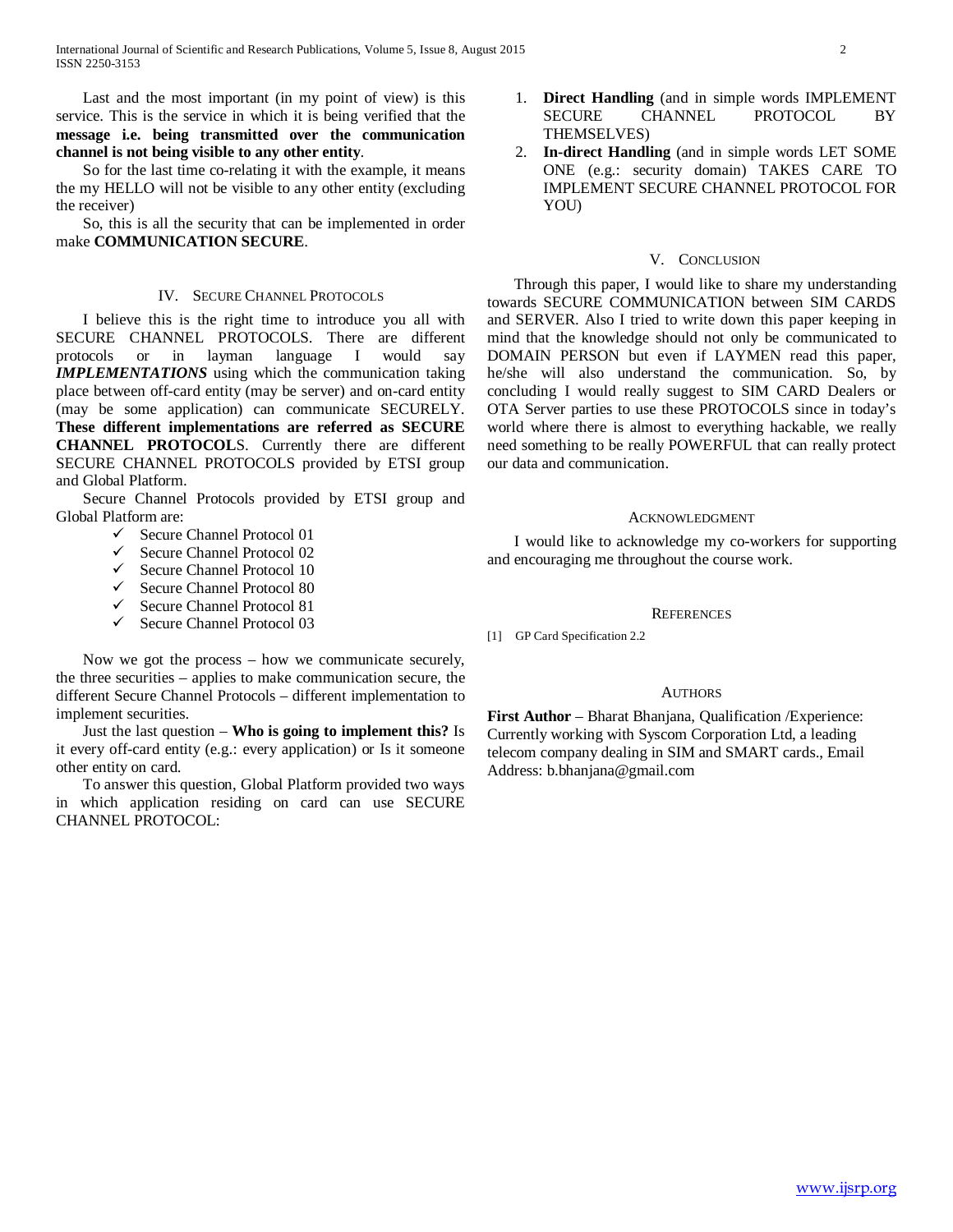Last and the most important (in my point of view) is this service. This is the service in which it is being verified that the **message i.e. being transmitted over the communication channel is not being visible to any other entity**.

So for the last time co-relating it with the example, it means the my HELLO will not be visible to any other entity (excluding the receiver)

So, this is all the security that can be implemented in order make **COMMUNICATION SECURE**.

## IV. Secure Channel Protocols

I believe this is the right time to introduce you all with SECURE CHANNEL PROTOCOLS. There are different protocols or in layman language I would say ***IMPLEMENTATIONS*** using which the communication taking place between off-card entity (may be server) and on-card entity (may be some application) can communicate SECURELY. **These different implementations are referred as SECURE CHANNEL PROTOCOL**S. Currently there are different SECURE CHANNEL PROTOCOLS provided by ETSI group and Global Platform.

Secure Channel Protocols provided by ETSI group and Global Platform are:

- ✓ Secure Channel Protocol 01
- ✓ Secure Channel Protocol 02
- ✓ Secure Channel Protocol 10
- ✓ Secure Channel Protocol 80
- ✓ Secure Channel Protocol 81
- ✓ Secure Channel Protocol 03

Now we got the process – how we communicate securely, the three securities – applies to make communication secure, the different Secure Channel Protocols – different implementation to implement securities.

Just the last question – **Who is going to implement this?** Is it every off-card entity (e.g.: every application) or Is it someone other entity on card.

To answer this question, Global Platform provided two ways in which application residing on card can use SECURE CHANNEL PROTOCOL:

1. **Direct Handling** (and in simple words IMPLEMENT SECURE CHANNEL PROTOCOL BY THEMSELVES)
2. **In-direct Handling** (and in simple words LET SOME ONE (e.g.: security domain) TAKES CARE TO IMPLEMENT SECURE CHANNEL PROTOCOL FOR YOU)

## V. Conclusion

Through this paper, I would like to share my understanding towards SECURE COMMUNICATION between SIM CARDS and SERVER. Also I tried to write down this paper keeping in mind that the knowledge should not only be communicated to DOMAIN PERSON but even if LAYMEN read this paper, he/she will also understand the communication. So, by concluding I would really suggest to SIM CARD Dealers or OTA Server parties to use these PROTOCOLS since in today's world where there is almost to everything hackable, we really need something to be really POWERFUL that can really protect our data and communication.

## Acknowledgment

I would like to acknowledge my co-workers for supporting and encouraging me throughout the course work.

## References

[1] GP Card Specification 2.2

## Authors

**First Author** – Bharat Bhanjana, Qualification /Experience: Currently working with Syscom Corporation Ltd, a leading telecom company dealing in SIM and SMART cards., Email Address: b.bhanjana@gmail.com